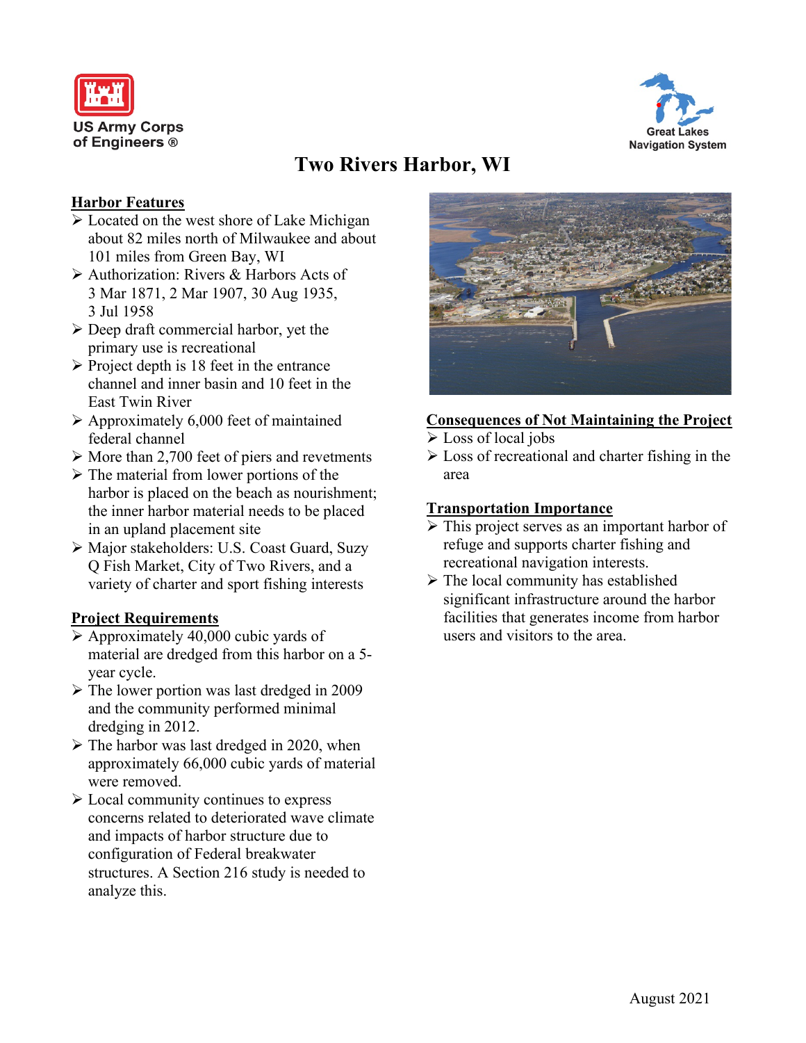US Army Corps of Engineers ®

Great Lakes Navigation System

# Two Rivers Harbor, WI

## Harbor Features

- Located on the west shore of Lake Michigan about 82 miles north of Milwaukee and about 101 miles from Green Bay, WI
- Authorization: Rivers & Harbors Acts of 3 Mar 1871, 2 Mar 1907, 30 Aug 1935, 3 Jul 1958
- Deep draft commercial harbor, yet the primary use is recreational
- Project depth is 18 feet in the entrance channel and inner basin and 10 feet in the East Twin River
- Approximately 6,000 feet of maintained federal channel
- More than 2,700 feet of piers and revetments
- The material from lower portions of the harbor is placed on the beach as nourishment; the inner harbor material needs to be placed in an upland placement site
- Major stakeholders: U.S. Coast Guard, Suzy Q Fish Market, City of Two Rivers, and a variety of charter and sport fishing interests

## Project Requirements

- Approximately 40,000 cubic yards of material are dredged from this harbor on a 5-year cycle.
- The lower portion was last dredged in 2009 and the community performed minimal dredging in 2012.
- The harbor was last dredged in 2020, when approximately 66,000 cubic yards of material were removed.
- Local community continues to express concerns related to deteriorated wave climate and impacts of harbor structure due to configuration of Federal breakwater structures. A Section 216 study is needed to analyze this.

## Consequences of Not Maintaining the Project

- Loss of local jobs
- Loss of recreational and charter fishing in the area

## Transportation Importance

- This project serves as an important harbor of refuge and supports charter fishing and recreational navigation interests.
- The local community has established significant infrastructure around the harbor facilities that generates income from harbor users and visitors to the area.

August 2021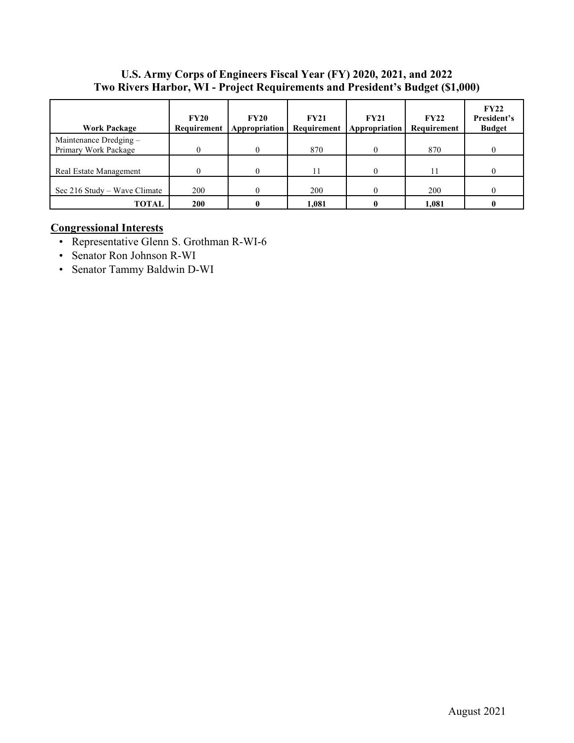**U.S. Army Corps of Engineers Fiscal Year (FY) 2020, 2021, and 2022**
**Two Rivers Harbor, WI - Project Requirements and President's Budget ($1,000)**

| Work Package | FY20 Requirement | FY20 Appropriation | FY21 Requirement | FY21 Appropriation | FY22 Requirement | FY22 President's Budget |
|---|---|---|---|---|---|---|
| Maintenance Dredging – Primary Work Package | 0 | 0 | 870 | 0 | 870 | 0 |
| Real Estate Management | 0 | 0 | 11 | 0 | 11 | 0 |
| Sec 216 Study – Wave Climate | 200 | 0 | 200 | 0 | 200 | 0 |
| **TOTAL** | **200** | **0** | **1,081** | **0** | **1,081** | **0** |

## Congressional Interests

- Representative Glenn S. Grothman R-WI-6
- Senator Ron Johnson R-WI
- Senator Tammy Baldwin D-WI

August 2021